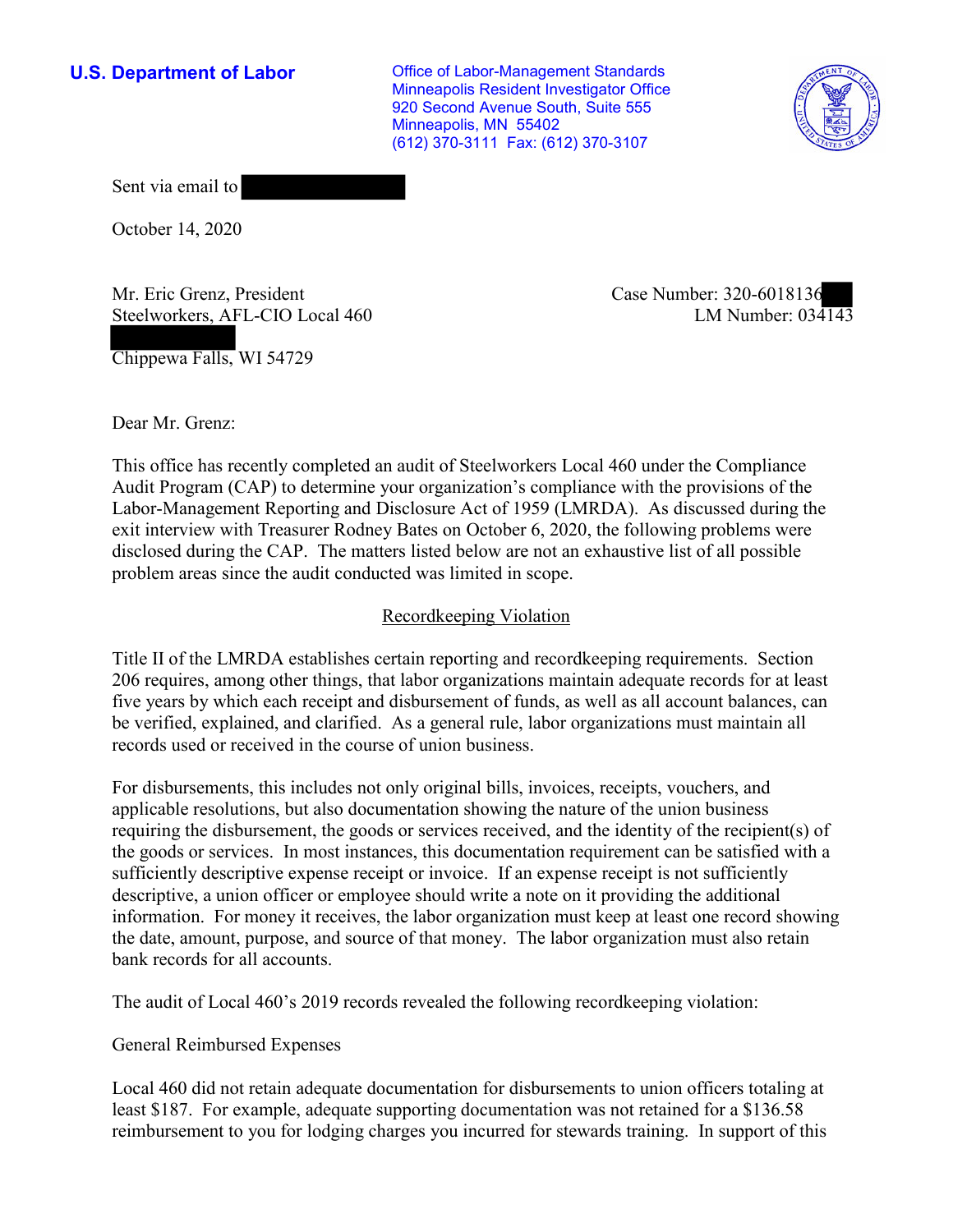**U.S. Department of Labor**

Office of Labor-Management Standards
Minneapolis Resident Investigator Office
920 Second Avenue South, Suite 555
Minneapolis, MN 55402
(612) 370-3111 Fax: (612) 370-3107

Sent via email to

October 14, 2020

Mr. Eric Grenz, President
Steelworkers, AFL-CIO Local 460

Chippewa Falls, WI 54729

Case Number: 320-6018136
LM Number: 034143

Dear Mr. Grenz:

This office has recently completed an audit of Steelworkers Local 460 under the Compliance Audit Program (CAP) to determine your organization's compliance with the provisions of the Labor-Management Reporting and Disclosure Act of 1959 (LMRDA). As discussed during the exit interview with Treasurer Rodney Bates on October 6, 2020, the following problems were disclosed during the CAP. The matters listed below are not an exhaustive list of all possible problem areas since the audit conducted was limited in scope.

## Recordkeeping Violation

Title II of the LMRDA establishes certain reporting and recordkeeping requirements. Section 206 requires, among other things, that labor organizations maintain adequate records for at least five years by which each receipt and disbursement of funds, as well as all account balances, can be verified, explained, and clarified. As a general rule, labor organizations must maintain all records used or received in the course of union business.

For disbursements, this includes not only original bills, invoices, receipts, vouchers, and applicable resolutions, but also documentation showing the nature of the union business requiring the disbursement, the goods or services received, and the identity of the recipient(s) of the goods or services. In most instances, this documentation requirement can be satisfied with a sufficiently descriptive expense receipt or invoice. If an expense receipt is not sufficiently descriptive, a union officer or employee should write a note on it providing the additional information. For money it receives, the labor organization must keep at least one record showing the date, amount, purpose, and source of that money. The labor organization must also retain bank records for all accounts.

The audit of Local 460's 2019 records revealed the following recordkeeping violation:

General Reimbursed Expenses

Local 460 did not retain adequate documentation for disbursements to union officers totaling at least $187. For example, adequate supporting documentation was not retained for a $136.58 reimbursement to you for lodging charges you incurred for stewards training. In support of this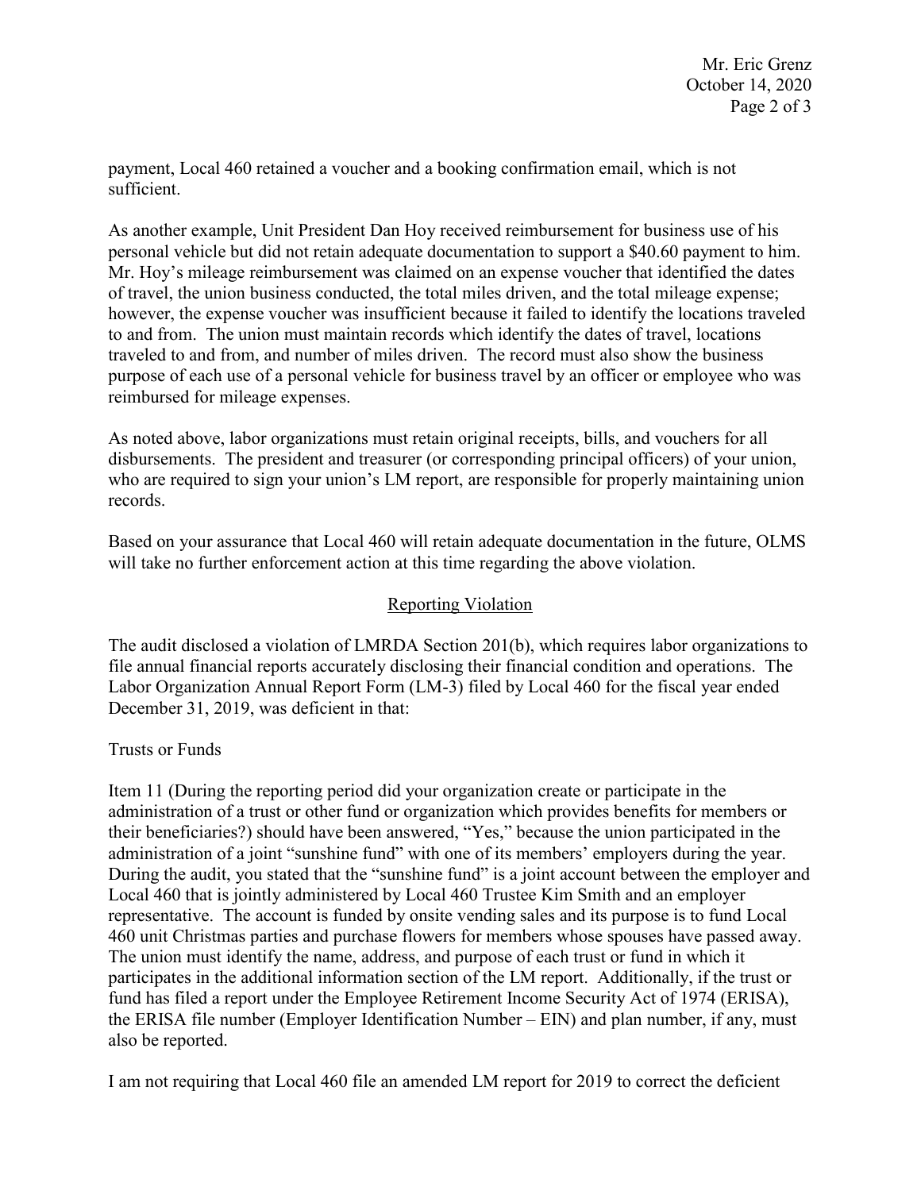payment, Local 460 retained a voucher and a booking confirmation email, which is not sufficient.

As another example, Unit President Dan Hoy received reimbursement for business use of his personal vehicle but did not retain adequate documentation to support a $40.60 payment to him. Mr. Hoy's mileage reimbursement was claimed on an expense voucher that identified the dates of travel, the union business conducted, the total miles driven, and the total mileage expense; however, the expense voucher was insufficient because it failed to identify the locations traveled to and from. The union must maintain records which identify the dates of travel, locations traveled to and from, and number of miles driven. The record must also show the business purpose of each use of a personal vehicle for business travel by an officer or employee who was reimbursed for mileage expenses.

As noted above, labor organizations must retain original receipts, bills, and vouchers for all disbursements. The president and treasurer (or corresponding principal officers) of your union, who are required to sign your union's LM report, are responsible for properly maintaining union records.

Based on your assurance that Local 460 will retain adequate documentation in the future, OLMS will take no further enforcement action at this time regarding the above violation.

## Reporting Violation

The audit disclosed a violation of LMRDA Section 201(b), which requires labor organizations to file annual financial reports accurately disclosing their financial condition and operations. The Labor Organization Annual Report Form (LM-3) filed by Local 460 for the fiscal year ended December 31, 2019, was deficient in that:

Trusts or Funds

Item 11 (During the reporting period did your organization create or participate in the administration of a trust or other fund or organization which provides benefits for members or their beneficiaries?) should have been answered, "Yes," because the union participated in the administration of a joint "sunshine fund" with one of its members' employers during the year. During the audit, you stated that the "sunshine fund" is a joint account between the employer and Local 460 that is jointly administered by Local 460 Trustee Kim Smith and an employer representative. The account is funded by onsite vending sales and its purpose is to fund Local 460 unit Christmas parties and purchase flowers for members whose spouses have passed away. The union must identify the name, address, and purpose of each trust or fund in which it participates in the additional information section of the LM report. Additionally, if the trust or fund has filed a report under the Employee Retirement Income Security Act of 1974 (ERISA), the ERISA file number (Employer Identification Number – EIN) and plan number, if any, must also be reported.

I am not requiring that Local 460 file an amended LM report for 2019 to correct the deficient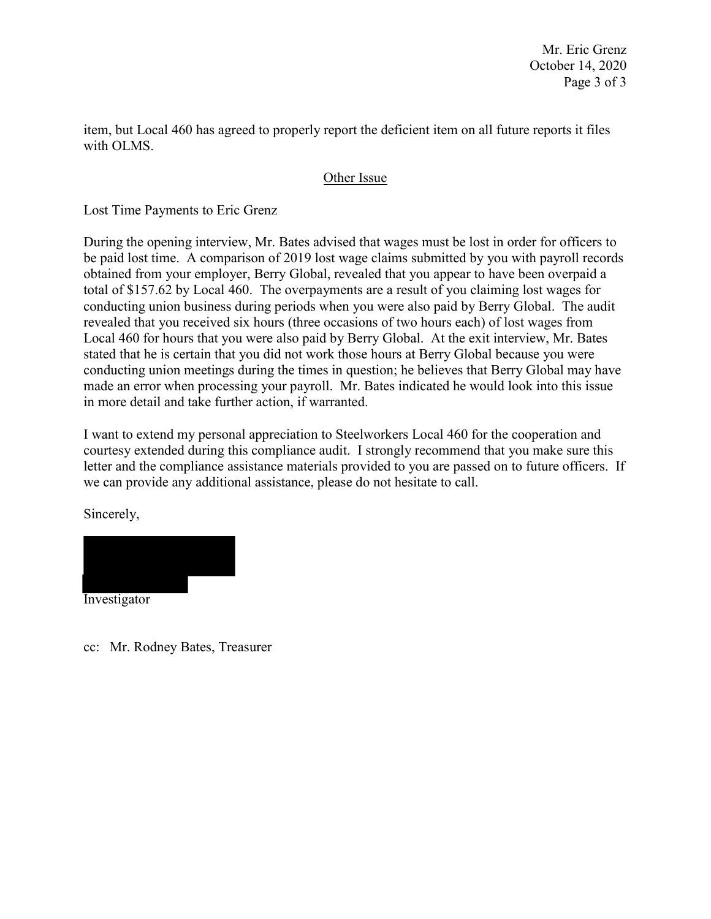item, but Local 460 has agreed to properly report the deficient item on all future reports it files with OLMS.

## Other Issue

Lost Time Payments to Eric Grenz

During the opening interview, Mr. Bates advised that wages must be lost in order for officers to be paid lost time. A comparison of 2019 lost wage claims submitted by you with payroll records obtained from your employer, Berry Global, revealed that you appear to have been overpaid a total of $157.62 by Local 460. The overpayments are a result of you claiming lost wages for conducting union business during periods when you were also paid by Berry Global. The audit revealed that you received six hours (three occasions of two hours each) of lost wages from Local 460 for hours that you were also paid by Berry Global. At the exit interview, Mr. Bates stated that he is certain that you did not work those hours at Berry Global because you were conducting union meetings during the times in question; he believes that Berry Global may have made an error when processing your payroll. Mr. Bates indicated he would look into this issue in more detail and take further action, if warranted.

I want to extend my personal appreciation to Steelworkers Local 460 for the cooperation and courtesy extended during this compliance audit. I strongly recommend that you make sure this letter and the compliance assistance materials provided to you are passed on to future officers. If we can provide any additional assistance, please do not hesitate to call.

Sincerely,

Investigator

cc: Mr. Rodney Bates, Treasurer